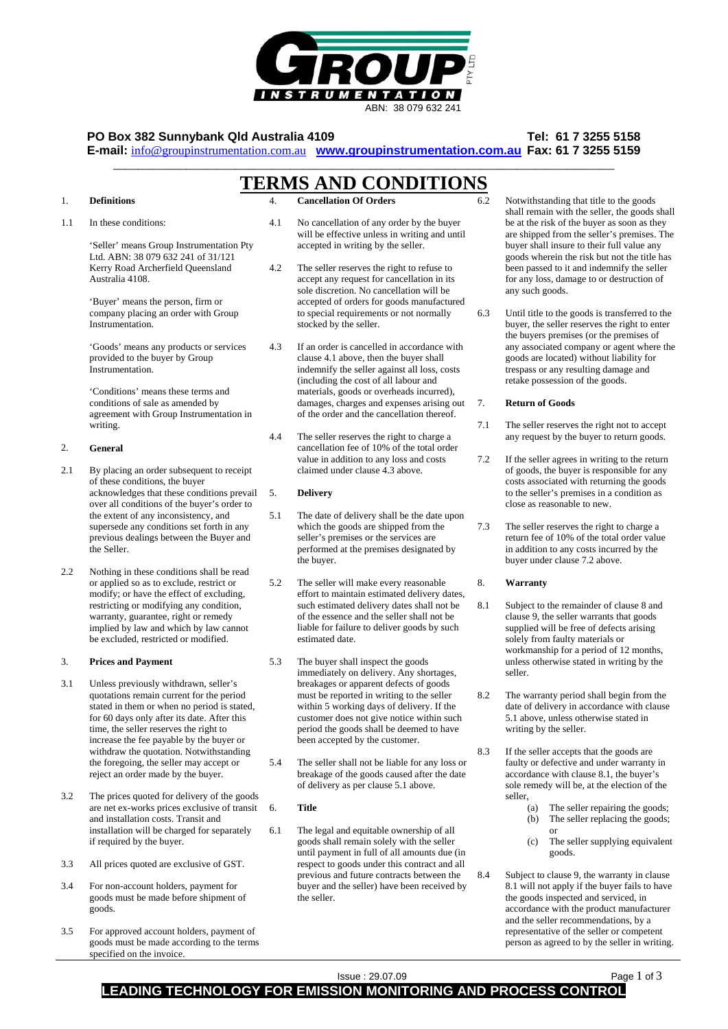GROUP INSTRUMENTATION PTY LTD

ABN: 38 079 632 241

**PO Box 382 Sunnybank Qld Australia 4109** **Tel: 61 7 3255 5158**

**E-mail:** info@groupinstrumentation.com.au **www.groupinstrumentation.com.au** **Fax: 61 7 3255 5159**

# TERMS AND CONDITIONS

## 1. Definitions

1.1 In these conditions:

'Seller' means Group Instrumentation Pty Ltd. ABN: 38 079 632 241 of 31/121 Kerry Road Archerfield Queensland Australia 4108.

'Buyer' means the person, firm or company placing an order with Group Instrumentation.

'Goods' means any products or services provided to the buyer by Group Instrumentation.

'Conditions' means these terms and conditions of sale as amended by agreement with Group Instrumentation in writing.

## 2. General

2.1 By placing an order subsequent to receipt of these conditions, the buyer acknowledges that these conditions prevail over all conditions of the buyer's order to the extent of any inconsistency, and supersede any conditions set forth in any previous dealings between the Buyer and the Seller.

2.2 Nothing in these conditions shall be read or applied so as to exclude, restrict or modify; or have the effect of excluding, restricting or modifying any condition, warranty, guarantee, right or remedy implied by law and which by law cannot be excluded, restricted or modified.

## 3. Prices and Payment

3.1 Unless previously withdrawn, seller's quotations remain current for the period stated in them or when no period is stated, for 60 days only after its date. After this time, the seller reserves the right to increase the fee payable by the buyer or withdraw the quotation. Notwithstanding the foregoing, the seller may accept or reject an order made by the buyer.

3.2 The prices quoted for delivery of the goods are net ex-works prices exclusive of transit and installation costs. Transit and installation will be charged for separately if required by the buyer.

3.3 All prices quoted are exclusive of GST.

3.4 For non-account holders, payment for goods must be made before shipment of goods.

3.5 For approved account holders, payment of goods must be made according to the terms specified on the invoice.

## 4. Cancellation Of Orders

4.1 No cancellation of any order by the buyer will be effective unless in writing and until accepted in writing by the seller.

4.2 The seller reserves the right to refuse to accept any request for cancellation in its sole discretion. No cancellation will be accepted of orders for goods manufactured to special requirements or not normally stocked by the seller.

4.3 If an order is cancelled in accordance with clause 4.1 above, then the buyer shall indemnify the seller against all loss, costs (including the cost of all labour and materials, goods or overheads incurred), damages, charges and expenses arising out of the order and the cancellation thereof.

4.4 The seller reserves the right to charge a cancellation fee of 10% of the total order value in addition to any loss and costs claimed under clause 4.3 above.

## 5. Delivery

5.1 The date of delivery shall be the date upon which the goods are shipped from the seller's premises or the services are performed at the premises designated by the buyer.

5.2 The seller will make every reasonable effort to maintain estimated delivery dates, such estimated delivery dates shall not be of the essence and the seller shall not be liable for failure to deliver goods by such estimated date.

5.3 The buyer shall inspect the goods immediately on delivery. Any shortages, breakages or apparent defects of goods must be reported in writing to the seller within 5 working days of delivery. If the customer does not give notice within such period the goods shall be deemed to have been accepted by the customer.

5.4 The seller shall not be liable for any loss or breakage of the goods caused after the date of delivery as per clause 5.1 above.

## 6. Title

6.1 The legal and equitable ownership of all goods shall remain solely with the seller until payment in full of all amounts due (in respect to goods under this contract and all previous and future contracts between the buyer and the seller) have been received by the seller.

6.2 Notwithstanding that title to the goods shall remain with the seller, the goods shall be at the risk of the buyer as soon as they are shipped from the seller's premises. The buyer shall insure to their full value any goods wherein the risk but not the title has been passed to it and indemnify the seller for any loss, damage to or destruction of any such goods.

6.3 Until title to the goods is transferred to the buyer, the seller reserves the right to enter the buyers premises (or the premises of any associated company or agent where the goods are located) without liability for trespass or any resulting damage and retake possession of the goods.

## 7. Return of Goods

7.1 The seller reserves the right not to accept any request by the buyer to return goods.

7.2 If the seller agrees in writing to the return of goods, the buyer is responsible for any costs associated with returning the goods to the seller's premises in a condition as close as reasonable to new.

7.3 The seller reserves the right to charge a return fee of 10% of the total order value in addition to any costs incurred by the buyer under clause 7.2 above.

## 8. Warranty

8.1 Subject to the remainder of clause 8 and clause 9, the seller warrants that goods supplied will be free of defects arising solely from faulty materials or workmanship for a period of 12 months, unless otherwise stated in writing by the seller.

8.2 The warranty period shall begin from the date of delivery in accordance with clause 5.1 above, unless otherwise stated in writing by the seller.

8.3 If the seller accepts that the goods are faulty or defective and under warranty in accordance with clause 8.1, the buyer's sole remedy will be, at the election of the seller,

(a) The seller repairing the goods;
(b) The seller replacing the goods; or
(c) The seller supplying equivalent goods.

8.4 Subject to clause 9, the warranty in clause 8.1 will not apply if the buyer fails to have the goods inspected and serviced, in accordance with the product manufacturer and the seller recommendations, by a representative of the seller or competent person as agreed to by the seller in writing.

Issue : 29.07.09

**LEADING TECHNOLOGY FOR EMISSION MONITORING AND PROCESS CONTROL**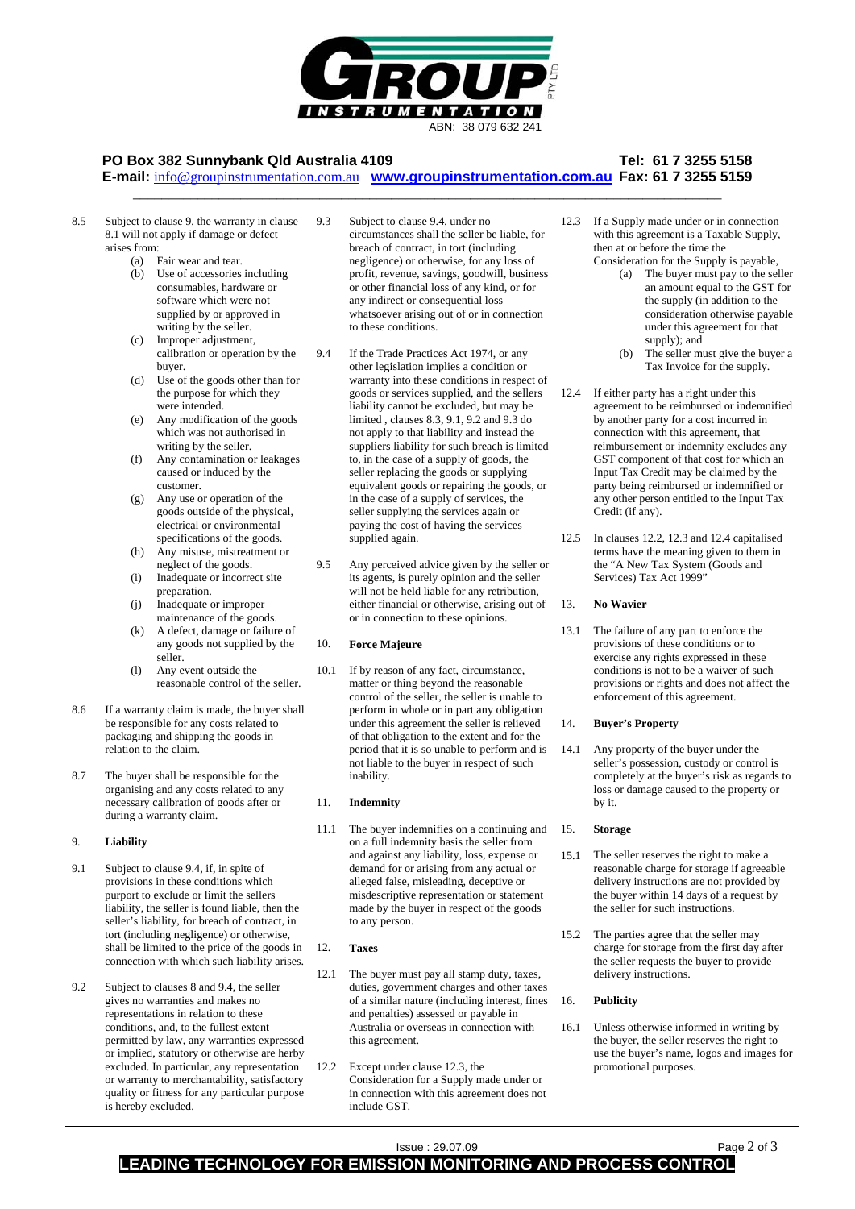8.5 Subject to clause 9, the warranty in clause 8.1 will not apply if damage or defect arises from:

(a) Fair wear and tear.
(b) Use of accessories including consumables, hardware or software which were not supplied by or approved in writing by the seller.
(c) Improper adjustment, calibration or operation by the buyer.
(d) Use of the goods other than for the purpose for which they were intended.
(e) Any modification of the goods which was not authorised in writing by the seller.
(f) Any contamination or leakages caused or induced by the customer.
(g) Any use or operation of the goods outside of the physical, electrical or environmental specifications of the goods.
(h) Any misuse, mistreatment or neglect of the goods.
(i) Inadequate or incorrect site preparation.
(j) Inadequate or improper maintenance of the goods.
(k) A defect, damage or failure of any goods not supplied by the seller.
(l) Any event outside the reasonable control of the seller.

8.6 If a warranty claim is made, the buyer shall be responsible for any costs related to packaging and shipping the goods in relation to the claim.

8.7 The buyer shall be responsible for the organising and any costs related to any necessary calibration of goods after or during a warranty claim.

## 9. Liability

9.1 Subject to clause 9.4, if, in spite of provisions in these conditions which purport to exclude or limit the sellers liability, the seller is found liable, then the seller's liability, for breach of contract, in tort (including negligence) or otherwise, shall be limited to the price of the goods in connection with which such liability arises.

9.2 Subject to clauses 8 and 9.4, the seller gives no warranties and makes no representations in relation to these conditions, and, to the fullest extent permitted by law, any warranties expressed or implied, statutory or otherwise are herby excluded. In particular, any representation or warranty to merchantability, satisfactory quality or fitness for any particular purpose is hereby excluded.

9.3 Subject to clause 9.4, under no circumstances shall the seller be liable, for breach of contract, in tort (including negligence) or otherwise, for any loss of profit, revenue, savings, goodwill, business or other financial loss of any kind, or for any indirect or consequential loss whatsoever arising out of or in connection to these conditions.

9.4 If the Trade Practices Act 1974, or any other legislation implies a condition or warranty into these conditions in respect of goods or services supplied, and the sellers liability cannot be excluded, but may be limited , clauses 8.3, 9.1, 9.2 and 9.3 do not apply to that liability and instead the suppliers liability for such breach is limited to, in the case of a supply of goods, the seller replacing the goods or supplying equivalent goods or repairing the goods, or in the case of a supply of services, the seller supplying the services again or paying the cost of having the services supplied again.

9.5 Any perceived advice given by the seller or its agents, is purely opinion and the seller will not be held liable for any retribution, either financial or otherwise, arising out of or in connection to these opinions.

## 10. Force Majeure

10.1 If by reason of any fact, circumstance, matter or thing beyond the reasonable control of the seller, the seller is unable to perform in whole or in part any obligation under this agreement the seller is relieved of that obligation to the extent and for the period that it is so unable to perform and is not liable to the buyer in respect of such inability.

## 11. Indemnity

11.1 The buyer indemnifies on a continuing and on a full indemnity basis the seller from and against any liability, loss, expense or demand for or arising from any actual or alleged false, misleading, deceptive or misdescriptive representation or statement made by the buyer in respect of the goods to any person.

## 12. Taxes

12.1 The buyer must pay all stamp duty, taxes, duties, government charges and other taxes of a similar nature (including interest, fines and penalties) assessed or payable in Australia or overseas in connection with this agreement.

12.2 Except under clause 12.3, the Consideration for a Supply made under or in connection with this agreement does not include GST.

12.3 If a Supply made under or in connection with this agreement is a Taxable Supply, then at or before the time the Consideration for the Supply is payable,

(a) The buyer must pay to the seller an amount equal to the GST for the supply (in addition to the consideration otherwise payable under this agreement for that supply); and
(b) The seller must give the buyer a Tax Invoice for the supply.

12.4 If either party has a right under this agreement to be reimbursed or indemnified by another party for a cost incurred in connection with this agreement, that reimbursement or indemnity excludes any GST component of that cost for which an Input Tax Credit may be claimed by the party being reimbursed or indemnified or any other person entitled to the Input Tax Credit (if any).

12.5 In clauses 12.2, 12.3 and 12.4 capitalised terms have the meaning given to them in the "A New Tax System (Goods and Services) Tax Act 1999"

## 13. No Wavier

13.1 The failure of any part to enforce the provisions of these conditions or to exercise any rights expressed in these conditions is not to be a waiver of such provisions or rights and does not affect the enforcement of this agreement.

## 14. Buyer's Property

14.1 Any property of the buyer under the seller's possession, custody or control is completely at the buyer's risk as regards to loss or damage caused to the property or by it.

## 15. Storage

15.1 The seller reserves the right to make a reasonable charge for storage if agreeable delivery instructions are not provided by the buyer within 14 days of a request by the seller for such instructions.

15.2 The parties agree that the seller may charge for storage from the first day after the seller requests the buyer to provide delivery instructions.

## 16. Publicity

16.1 Unless otherwise informed in writing by the buyer, the seller reserves the right to use the buyer's name, logos and images for promotional purposes.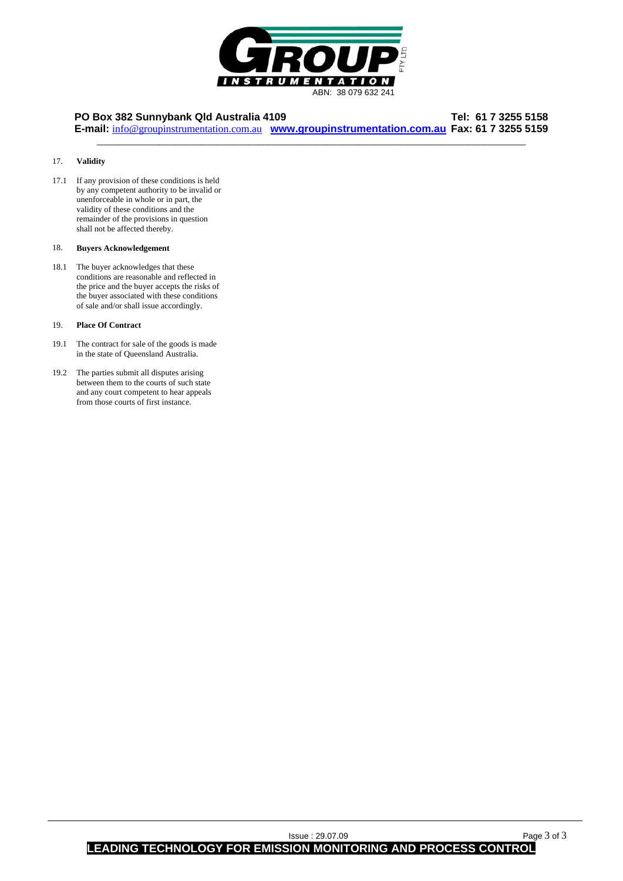17. **Validity**

17.1 If any provision of these conditions is held by any competent authority to be invalid or unenforceable in whole or in part, the validity of these conditions and the remainder of the provisions in question shall not be affected thereby.

18. **Buyers Acknowledgement**

18.1 The buyer acknowledges that these conditions are reasonable and reflected in the price and the buyer accepts the risks of the buyer associated with these conditions of sale and/or shall issue accordingly.

19. **Place Of Contract**

19.1 The contract for sale of the goods is made in the state of Queensland Australia.

19.2 The parties submit all disputes arising between them to the courts of such state and any court competent to hear appeals from those courts of first instance.